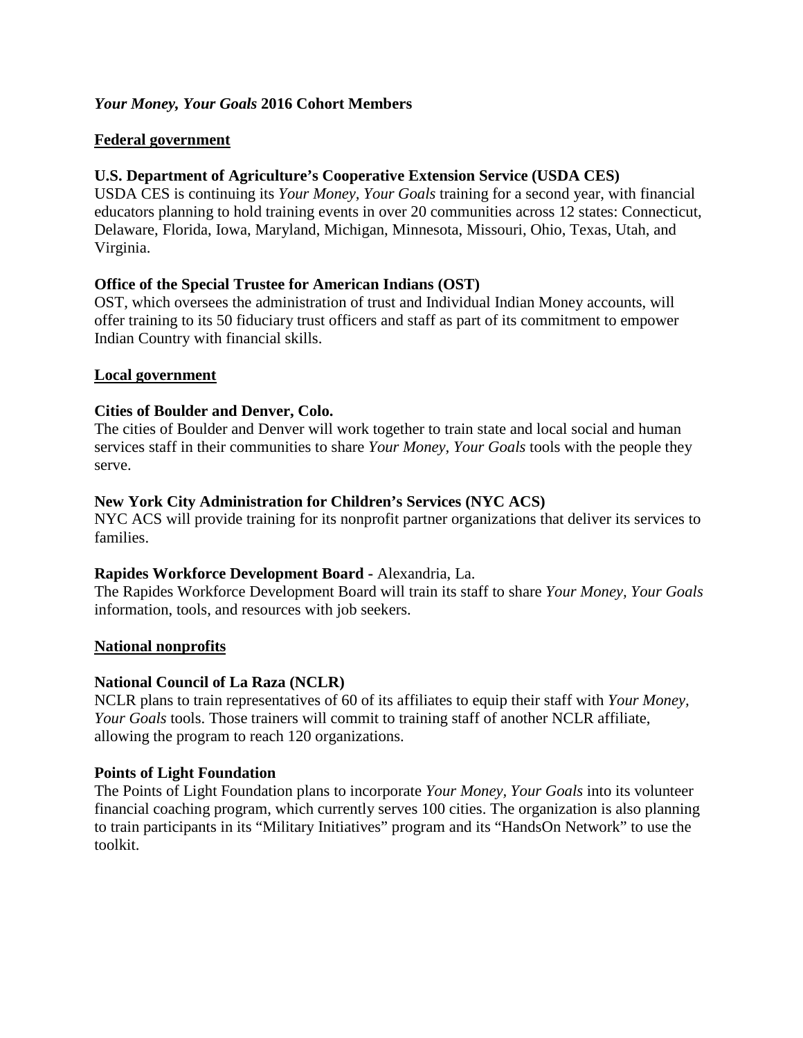# *Your Money, Your Goals* 2016 Cohort Members

## Federal government

### U.S. Department of Agriculture's Cooperative Extension Service (USDA CES)

USDA CES is continuing its *Your Money, Your Goals* training for a second year, with financial educators planning to hold training events in over 20 communities across 12 states: Connecticut, Delaware, Florida, Iowa, Maryland, Michigan, Minnesota, Missouri, Ohio, Texas, Utah, and Virginia.

### Office of the Special Trustee for American Indians (OST)

OST, which oversees the administration of trust and Individual Indian Money accounts, will offer training to its 50 fiduciary trust officers and staff as part of its commitment to empower Indian Country with financial skills.

## Local government

### Cities of Boulder and Denver, Colo.

The cities of Boulder and Denver will work together to train state and local social and human services staff in their communities to share *Your Money, Your Goals* tools with the people they serve.

### New York City Administration for Children's Services (NYC ACS)

NYC ACS will provide training for its nonprofit partner organizations that deliver its services to families.

### Rapides Workforce Development Board - Alexandria, La.

The Rapides Workforce Development Board will train its staff to share *Your Money, Your Goals* information, tools, and resources with job seekers.

## National nonprofits

### National Council of La Raza (NCLR)

NCLR plans to train representatives of 60 of its affiliates to equip their staff with *Your Money, Your Goals* tools. Those trainers will commit to training staff of another NCLR affiliate, allowing the program to reach 120 organizations.

### Points of Light Foundation

The Points of Light Foundation plans to incorporate *Your Money, Your Goals* into its volunteer financial coaching program, which currently serves 100 cities. The organization is also planning to train participants in its "Military Initiatives" program and its "HandsOn Network" to use the toolkit.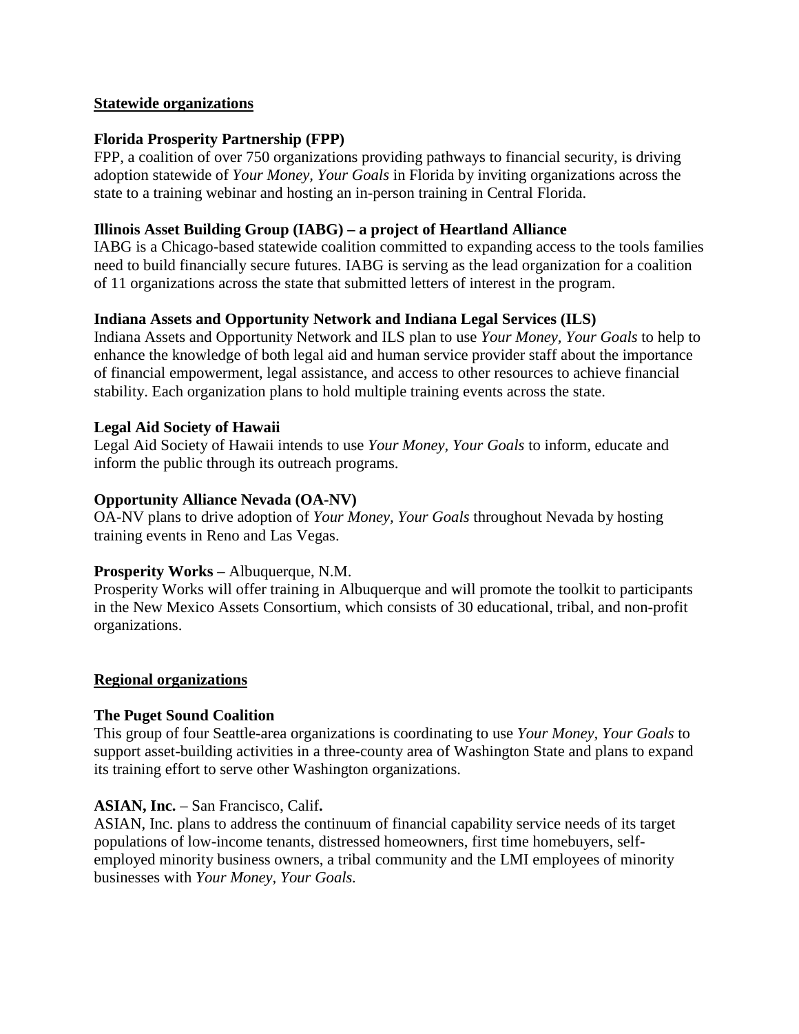## Statewide organizations

**Florida Prosperity Partnership (FPP)**
FPP, a coalition of over 750 organizations providing pathways to financial security, is driving adoption statewide of *Your Money, Your Goals* in Florida by inviting organizations across the state to a training webinar and hosting an in-person training in Central Florida.

**Illinois Asset Building Group (IABG) – a project of Heartland Alliance**
IABG is a Chicago-based statewide coalition committed to expanding access to the tools families need to build financially secure futures. IABG is serving as the lead organization for a coalition of 11 organizations across the state that submitted letters of interest in the program.

**Indiana Assets and Opportunity Network and Indiana Legal Services (ILS)**
Indiana Assets and Opportunity Network and ILS plan to use *Your Money, Your Goals* to help to enhance the knowledge of both legal aid and human service provider staff about the importance of financial empowerment, legal assistance, and access to other resources to achieve financial stability. Each organization plans to hold multiple training events across the state.

**Legal Aid Society of Hawaii**
Legal Aid Society of Hawaii intends to use *Your Money, Your Goals* to inform, educate and inform the public through its outreach programs.

**Opportunity Alliance Nevada (OA-NV)**
OA-NV plans to drive adoption of *Your Money, Your Goals* throughout Nevada by hosting training events in Reno and Las Vegas.

**Prosperity Works** – Albuquerque, N.M.
Prosperity Works will offer training in Albuquerque and will promote the toolkit to participants in the New Mexico Assets Consortium, which consists of 30 educational, tribal, and non-profit organizations.

## Regional organizations

**The Puget Sound Coalition**
This group of four Seattle-area organizations is coordinating to use *Your Money, Your Goals* to support asset-building activities in a three-county area of Washington State and plans to expand its training effort to serve other Washington organizations.

**ASIAN, Inc.** – San Francisco, Calif**.**
ASIAN, Inc. plans to address the continuum of financial capability service needs of its target populations of low-income tenants, distressed homeowners, first time homebuyers, self-employed minority business owners, a tribal community and the LMI employees of minority businesses with *Your Money, Your Goals.*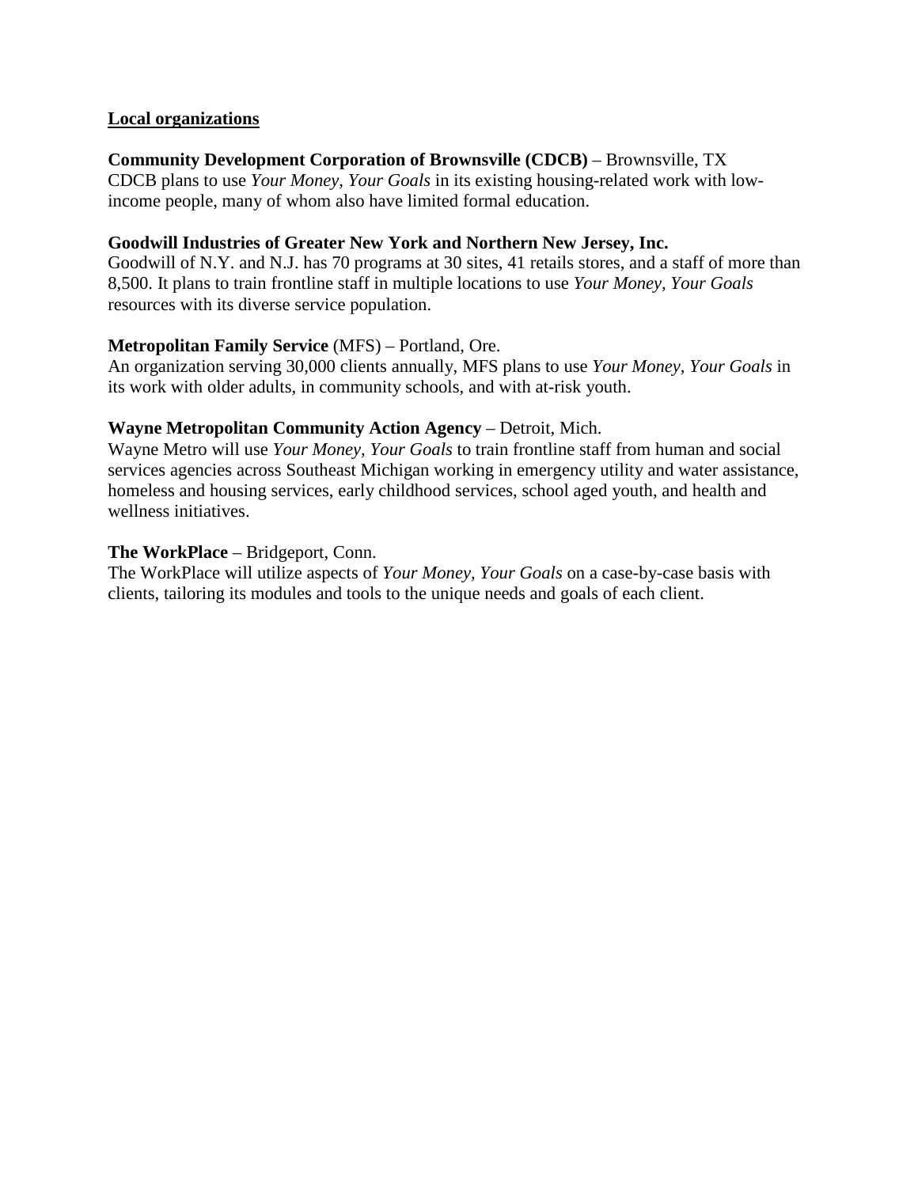**Local organizations**

**Community Development Corporation of Brownsville (CDCB)** – Brownsville, TX
CDCB plans to use *Your Money, Your Goals* in its existing housing-related work with low-income people, many of whom also have limited formal education.

**Goodwill Industries of Greater New York and Northern New Jersey, Inc.**
Goodwill of N.Y. and N.J. has 70 programs at 30 sites, 41 retails stores, and a staff of more than 8,500. It plans to train frontline staff in multiple locations to use *Your Money, Your Goals* resources with its diverse service population.

**Metropolitan Family Service** (MFS) – Portland, Ore.
An organization serving 30,000 clients annually, MFS plans to use *Your Money, Your Goals* in its work with older adults, in community schools, and with at-risk youth.

**Wayne Metropolitan Community Action Agency** – Detroit, Mich.
Wayne Metro will use *Your Money, Your Goals* to train frontline staff from human and social services agencies across Southeast Michigan working in emergency utility and water assistance, homeless and housing services, early childhood services, school aged youth, and health and wellness initiatives.

**The WorkPlace** – Bridgeport, Conn.
The WorkPlace will utilize aspects of *Your Money, Your Goals* on a case-by-case basis with clients, tailoring its modules and tools to the unique needs and goals of each client.